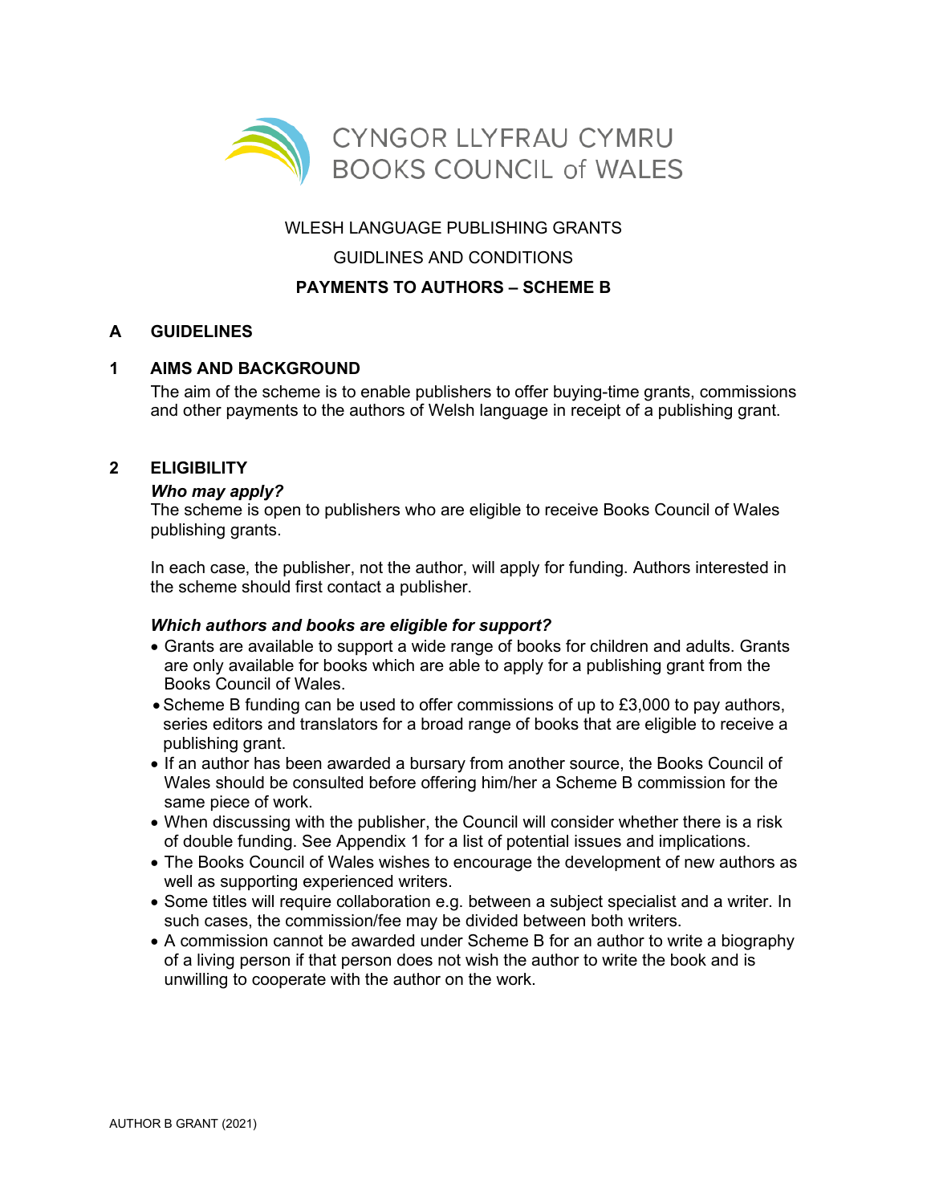CYNGOR LLYFRAU CYMRU
BOOKS COUNCIL of WALES

WLESH LANGUAGE PUBLISHING GRANTS

GUIDLINES AND CONDITIONS

**PAYMENTS TO AUTHORS – SCHEME B**

## A GUIDELINES

### 1 AIMS AND BACKGROUND

The aim of the scheme is to enable publishers to offer buying-time grants, commissions and other payments to the authors of Welsh language in receipt of a publishing grant.

### 2 ELIGIBILITY

***Who may apply?***

The scheme is open to publishers who are eligible to receive Books Council of Wales publishing grants.

In each case, the publisher, not the author, will apply for funding. Authors interested in the scheme should first contact a publisher.

***Which authors and books are eligible for support?***

- Grants are available to support a wide range of books for children and adults. Grants are only available for books which are able to apply for a publishing grant from the Books Council of Wales.
- Scheme B funding can be used to offer commissions of up to £3,000 to pay authors, series editors and translators for a broad range of books that are eligible to receive a publishing grant.
- If an author has been awarded a bursary from another source, the Books Council of Wales should be consulted before offering him/her a Scheme B commission for the same piece of work.
- When discussing with the publisher, the Council will consider whether there is a risk of double funding. See Appendix 1 for a list of potential issues and implications.
- The Books Council of Wales wishes to encourage the development of new authors as well as supporting experienced writers.
- Some titles will require collaboration e.g. between a subject specialist and a writer. In such cases, the commission/fee may be divided between both writers.
- A commission cannot be awarded under Scheme B for an author to write a biography of a living person if that person does not wish the author to write the book and is unwilling to cooperate with the author on the work.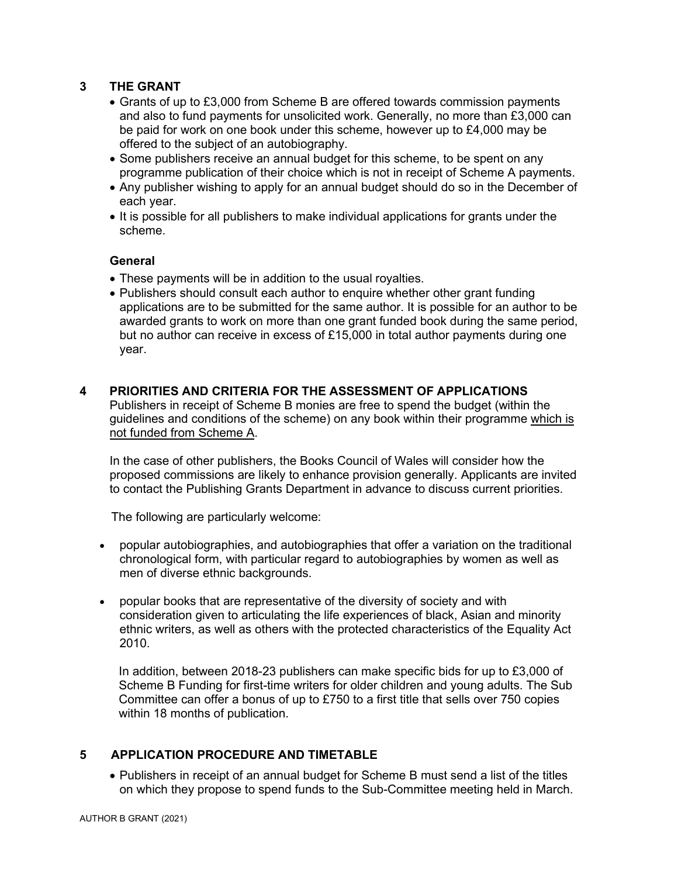## 3 THE GRANT

- Grants of up to £3,000 from Scheme B are offered towards commission payments and also to fund payments for unsolicited work. Generally, no more than £3,000 can be paid for work on one book under this scheme, however up to £4,000 may be offered to the subject of an autobiography.
- Some publishers receive an annual budget for this scheme, to be spent on any programme publication of their choice which is not in receipt of Scheme A payments.
- Any publisher wishing to apply for an annual budget should do so in the December of each year.
- It is possible for all publishers to make individual applications for grants under the scheme.

### General

- These payments will be in addition to the usual royalties.
- Publishers should consult each author to enquire whether other grant funding applications are to be submitted for the same author. It is possible for an author to be awarded grants to work on more than one grant funded book during the same period, but no author can receive in excess of £15,000 in total author payments during one year.

## 4 PRIORITIES AND CRITERIA FOR THE ASSESSMENT OF APPLICATIONS

Publishers in receipt of Scheme B monies are free to spend the budget (within the guidelines and conditions of the scheme) on any book within their programme which is not funded from Scheme A.

In the case of other publishers, the Books Council of Wales will consider how the proposed commissions are likely to enhance provision generally. Applicants are invited to contact the Publishing Grants Department in advance to discuss current priorities.

The following are particularly welcome:

- popular autobiographies, and autobiographies that offer a variation on the traditional chronological form, with particular regard to autobiographies by women as well as men of diverse ethnic backgrounds.
- popular books that are representative of the diversity of society and with consideration given to articulating the life experiences of black, Asian and minority ethnic writers, as well as others with the protected characteristics of the Equality Act 2010.

In addition, between 2018-23 publishers can make specific bids for up to £3,000 of Scheme B Funding for first-time writers for older children and young adults. The Sub Committee can offer a bonus of up to £750 to a first title that sells over 750 copies within 18 months of publication.

## 5 APPLICATION PROCEDURE AND TIMETABLE

- Publishers in receipt of an annual budget for Scheme B must send a list of the titles on which they propose to spend funds to the Sub-Committee meeting held in March.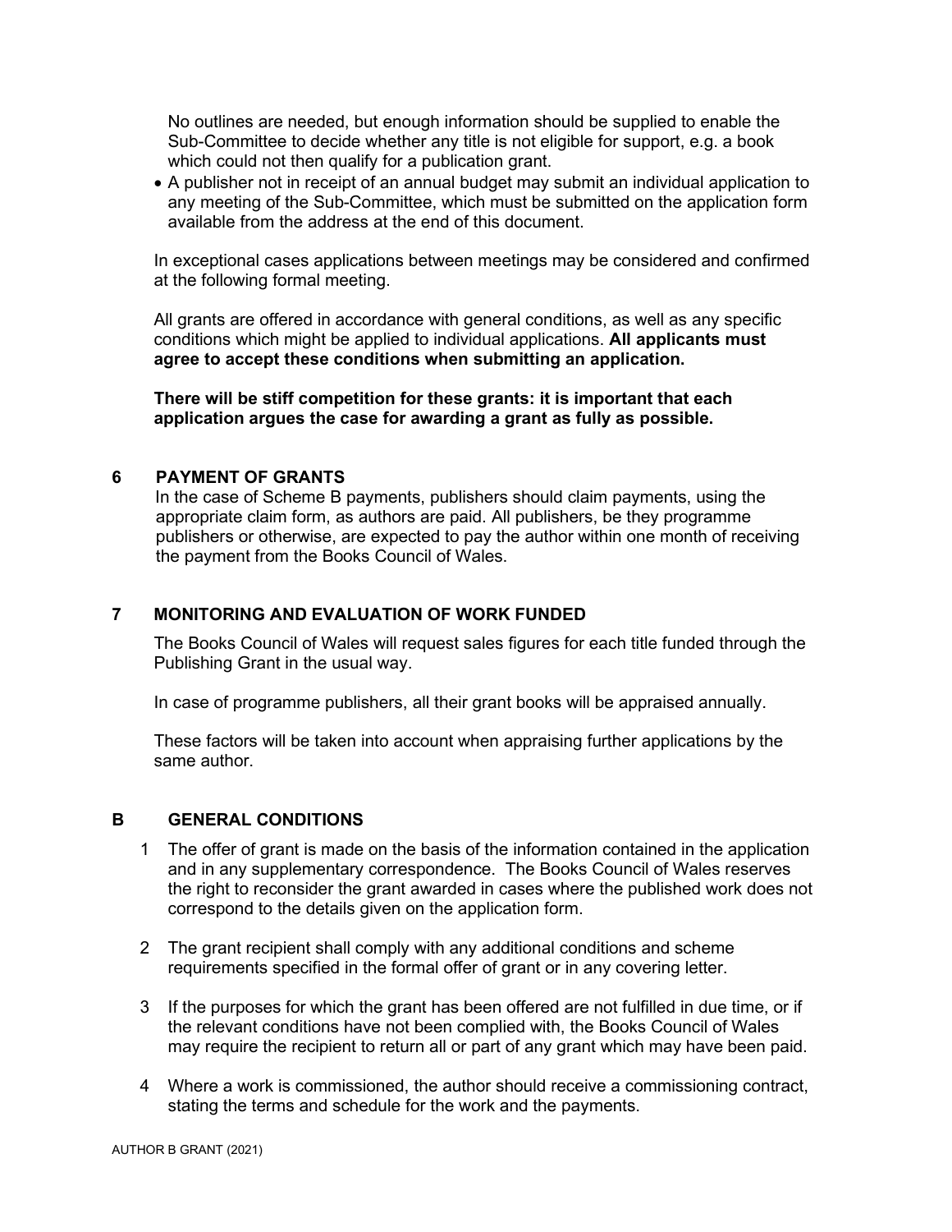No outlines are needed, but enough information should be supplied to enable the Sub-Committee to decide whether any title is not eligible for support, e.g. a book which could not then qualify for a publication grant.

- A publisher not in receipt of an annual budget may submit an individual application to any meeting of the Sub-Committee, which must be submitted on the application form available from the address at the end of this document.

In exceptional cases applications between meetings may be considered and confirmed at the following formal meeting.

All grants are offered in accordance with general conditions, as well as any specific conditions which might be applied to individual applications. **All applicants must agree to accept these conditions when submitting an application.**

**There will be stiff competition for these grants: it is important that each application argues the case for awarding a grant as fully as possible.**

## 6 PAYMENT OF GRANTS

In the case of Scheme B payments, publishers should claim payments, using the appropriate claim form, as authors are paid. All publishers, be they programme publishers or otherwise, are expected to pay the author within one month of receiving the payment from the Books Council of Wales.

## 7 MONITORING AND EVALUATION OF WORK FUNDED

The Books Council of Wales will request sales figures for each title funded through the Publishing Grant in the usual way.

In case of programme publishers, all their grant books will be appraised annually.

These factors will be taken into account when appraising further applications by the same author.

# B GENERAL CONDITIONS

1. The offer of grant is made on the basis of the information contained in the application and in any supplementary correspondence. The Books Council of Wales reserves the right to reconsider the grant awarded in cases where the published work does not correspond to the details given on the application form.

2. The grant recipient shall comply with any additional conditions and scheme requirements specified in the formal offer of grant or in any covering letter.

3. If the purposes for which the grant has been offered are not fulfilled in due time, or if the relevant conditions have not been complied with, the Books Council of Wales may require the recipient to return all or part of any grant which may have been paid.

4. Where a work is commissioned, the author should receive a commissioning contract, stating the terms and schedule for the work and the payments.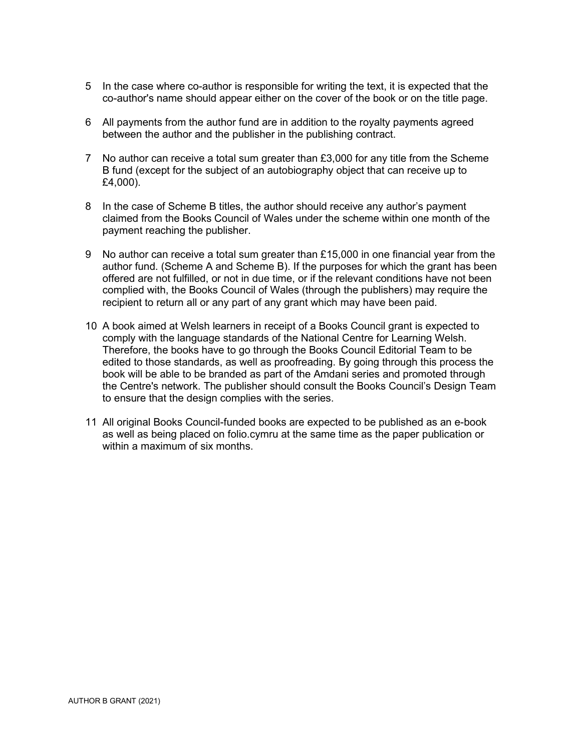5 In the case where co-author is responsible for writing the text, it is expected that the co-author's name should appear either on the cover of the book or on the title page.

6 All payments from the author fund are in addition to the royalty payments agreed between the author and the publisher in the publishing contract.

7 No author can receive a total sum greater than £3,000 for any title from the Scheme B fund (except for the subject of an autobiography object that can receive up to £4,000).

8 In the case of Scheme B titles, the author should receive any author's payment claimed from the Books Council of Wales under the scheme within one month of the payment reaching the publisher.

9 No author can receive a total sum greater than £15,000 in one financial year from the author fund. (Scheme A and Scheme B). If the purposes for which the grant has been offered are not fulfilled, or not in due time, or if the relevant conditions have not been complied with, the Books Council of Wales (through the publishers) may require the recipient to return all or any part of any grant which may have been paid.

10 A book aimed at Welsh learners in receipt of a Books Council grant is expected to comply with the language standards of the National Centre for Learning Welsh. Therefore, the books have to go through the Books Council Editorial Team to be edited to those standards, as well as proofreading. By going through this process the book will be able to be branded as part of the Amdani series and promoted through the Centre's network. The publisher should consult the Books Council's Design Team to ensure that the design complies with the series.

11 All original Books Council-funded books are expected to be published as an e-book as well as being placed on folio.cymru at the same time as the paper publication or within a maximum of six months.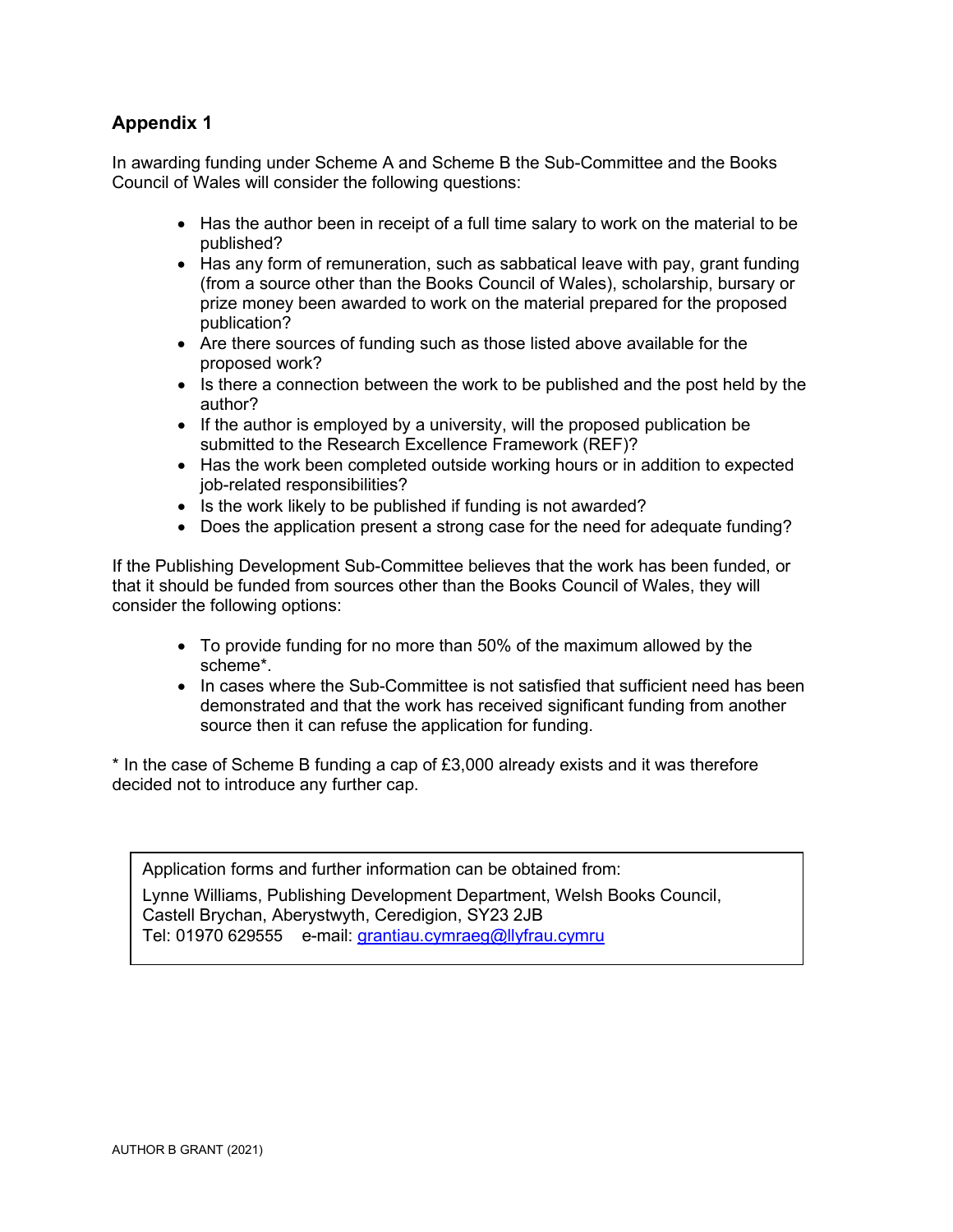## Appendix 1

In awarding funding under Scheme A and Scheme B the Sub-Committee and the Books Council of Wales will consider the following questions:

- Has the author been in receipt of a full time salary to work on the material to be published?
- Has any form of remuneration, such as sabbatical leave with pay, grant funding (from a source other than the Books Council of Wales), scholarship, bursary or prize money been awarded to work on the material prepared for the proposed publication?
- Are there sources of funding such as those listed above available for the proposed work?
- Is there a connection between the work to be published and the post held by the author?
- If the author is employed by a university, will the proposed publication be submitted to the Research Excellence Framework (REF)?
- Has the work been completed outside working hours or in addition to expected job-related responsibilities?
- Is the work likely to be published if funding is not awarded?
- Does the application present a strong case for the need for adequate funding?

If the Publishing Development Sub-Committee believes that the work has been funded, or that it should be funded from sources other than the Books Council of Wales, they will consider the following options:

- To provide funding for no more than 50% of the maximum allowed by the scheme*.
- In cases where the Sub-Committee is not satisfied that sufficient need has been demonstrated and that the work has received significant funding from another source then it can refuse the application for funding.

* In the case of Scheme B funding a cap of £3,000 already exists and it was therefore decided not to introduce any further cap.

Application forms and further information can be obtained from:

Lynne Williams, Publishing Development Department, Welsh Books Council, Castell Brychan, Aberystwyth, Ceredigion, SY23 2JB
Tel: 01970 629555 e-mail: grantiau.cymraeg@llyfrau.cymru